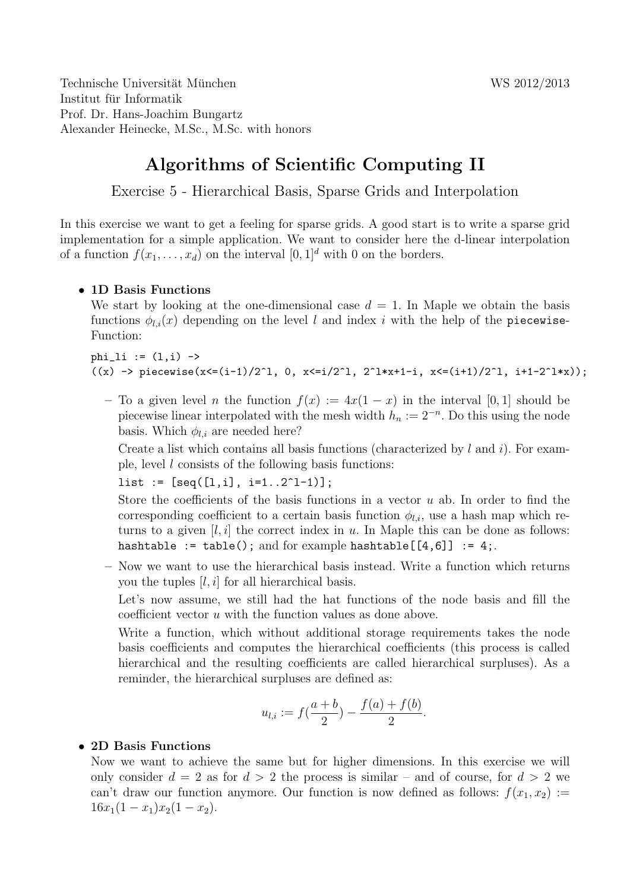Technische Universität München
Institut für Informatik
Prof. Dr. Hans-Joachim Bungartz
Alexander Heinecke, M.Sc., M.Sc. with honors

WS 2012/2013

# Algorithms of Scientific Computing II

## Exercise 5 - Hierarchical Basis, Sparse Grids and Interpolation

In this exercise we want to get a feeling for sparse grids. A good start is to write a sparse grid implementation for a simple application. We want to consider here the d-linear interpolation of a function $f(x_1, \ldots, x_d)$ on the interval $[0, 1]^d$ with 0 on the borders.

- **1D Basis Functions**

  We start by looking at the one-dimensional case $d = 1$. In Maple we obtain the basis functions $\phi_{l,i}(x)$ depending on the level $l$ and index $i$ with the help of the `piecewise`-Function:

  ```
  phi_li := (l,i) ->
  ((x) -> piecewise(x<=(i-1)/2^l, 0, x<=i/2^l, 2^l*x+1-i, x<=(i+1)/2^l, i+1-2^l*x));
  ```

  - To a given level $n$ the function $f(x) := 4x(1-x)$ in the interval $[0, 1]$ should be piecewise linear interpolated with the mesh width $h_n := 2^{-n}$. Do this using the node basis. Which $\phi_{l,i}$ are needed here?

    Create a list which contains all basis functions (characterized by $l$ and $i$). For example, level $l$ consists of the following basis functions:

    `list := [seq([l,i], i=1..2^l-1)];`

    Store the coefficients of the basis functions in a vector $u$ ab. In order to find the corresponding coefficient to a certain basis function $\phi_{l,i}$, use a hash map which returns to a given $[l, i]$ the correct index in $u$. In Maple this can be done as follows: `hashtable := table();` and for example `hashtable[[4,6]] := 4;`.

  - Now we want to use the hierarchical basis instead. Write a function which returns you the tuples $[l, i]$ for all hierarchical basis.

    Let's now assume, we still had the hat functions of the node basis and fill the coefficient vector $u$ with the function values as done above.

    Write a function, which without additional storage requirements takes the node basis coefficients and computes the hierarchical coefficients (this process is called hierarchical and the resulting coefficients are called hierarchical surpluses). As a reminder, the hierarchical surpluses are defined as:

    $$u_{l,i} := f(\frac{a+b}{2}) - \frac{f(a) + f(b)}{2}.$$

- **2D Basis Functions**

  Now we want to achieve the same but for higher dimensions. In this exercise we will only consider $d = 2$ as for $d > 2$ the process is similar – and of course, for $d > 2$ we can't draw our function anymore. Our function is now defined as follows: $f(x_1, x_2) := 16x_1(1-x_1)x_2(1-x_2)$.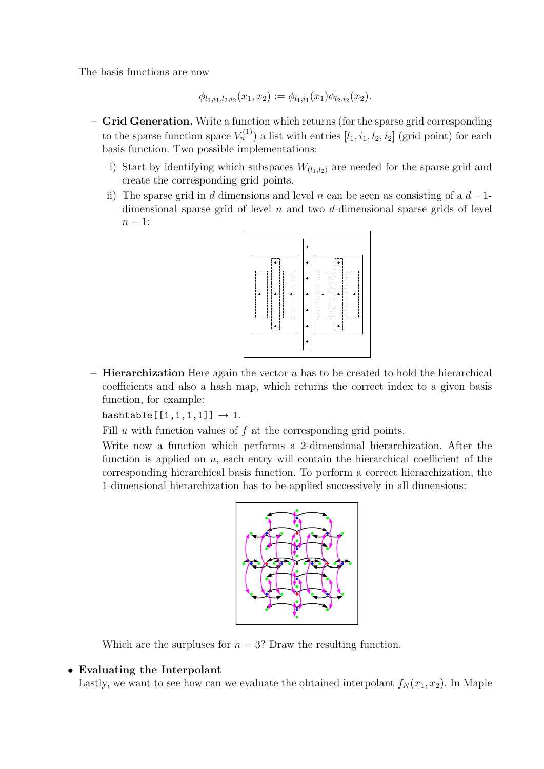The basis functions are now

$$\phi_{l_1,i_1,l_2,i_2}(x_1,x_2) := \phi_{l_1,i_1}(x_1)\phi_{l_2,i_2}(x_2).$$

- **Grid Generation.** Write a function which returns (for the sparse grid corresponding to the sparse function space $V_n^{(1)}$) a list with entries $[l_1, i_1, l_2, i_2]$ (grid point) for each basis function. Two possible implementations:
  - i) Start by identifying which subspaces $W_{(l_1,l_2)}$ are needed for the sparse grid and create the corresponding grid points.
  - ii) The sparse grid in $d$ dimensions and level $n$ can be seen as consisting of a $d-1$-dimensional sparse grid of level $n$ and two $d$-dimensional sparse grids of level $n-1$:

- **Hierarchization** Here again the vector $u$ has to be created to hold the hierarchical coefficients and also a hash map, which returns the correct index to a given basis function, for example:

  `hashtable[[1,1,1,1]]` $\rightarrow$ 1.

  Fill $u$ with function values of $f$ at the corresponding grid points.

  Write now a function which performs a 2-dimensional hierarchization. After the function is applied on $u$, each entry will contain the hierarchical coefficient of the corresponding hierarchical basis function. To perform a correct hierarchization, the 1-dimensional hierarchization has to be applied successively in all dimensions:

  Which are the surpluses for $n = 3$? Draw the resulting function.

- **Evaluating the Interpolant**

  Lastly, we want to see how can we evaluate the obtained interpolant $f_N(x_1, x_2)$. In Maple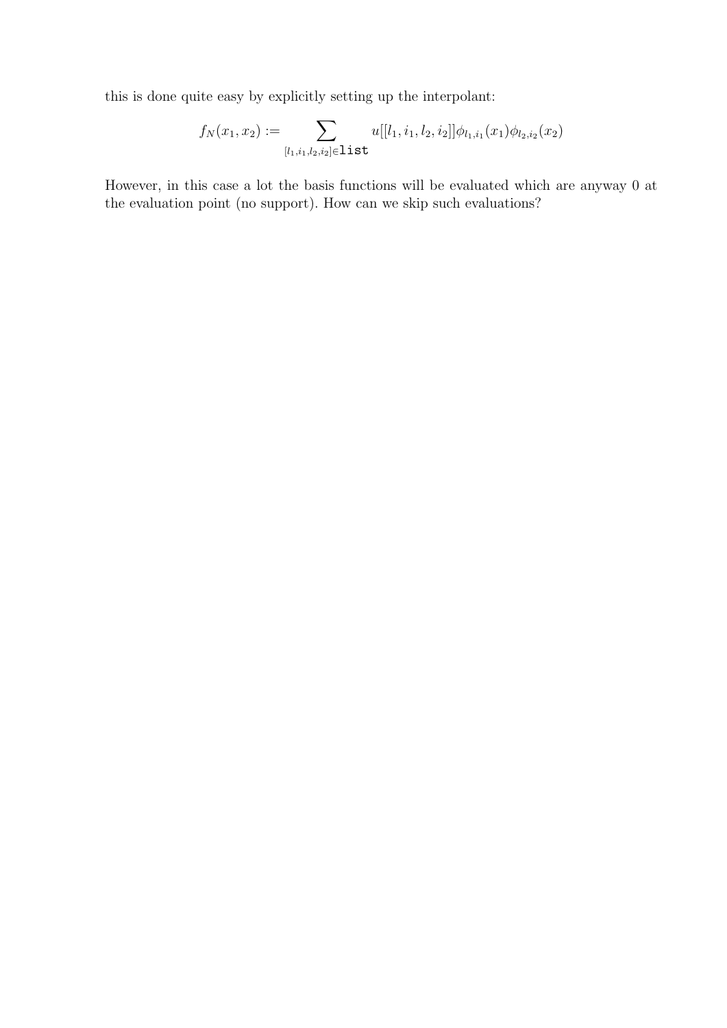this is done quite easy by explicitly setting up the interpolant:

$$f_N(x_1, x_2) := \sum_{[l_1,i_1,l_2,i_2] \in \texttt{list}} u[[l_1, i_1, l_2, i_2]] \phi_{l_1,i_1}(x_1) \phi_{l_2,i_2}(x_2)$$

However, in this case a lot the basis functions will be evaluated which are anyway 0 at the evaluation point (no support). How can we skip such evaluations?